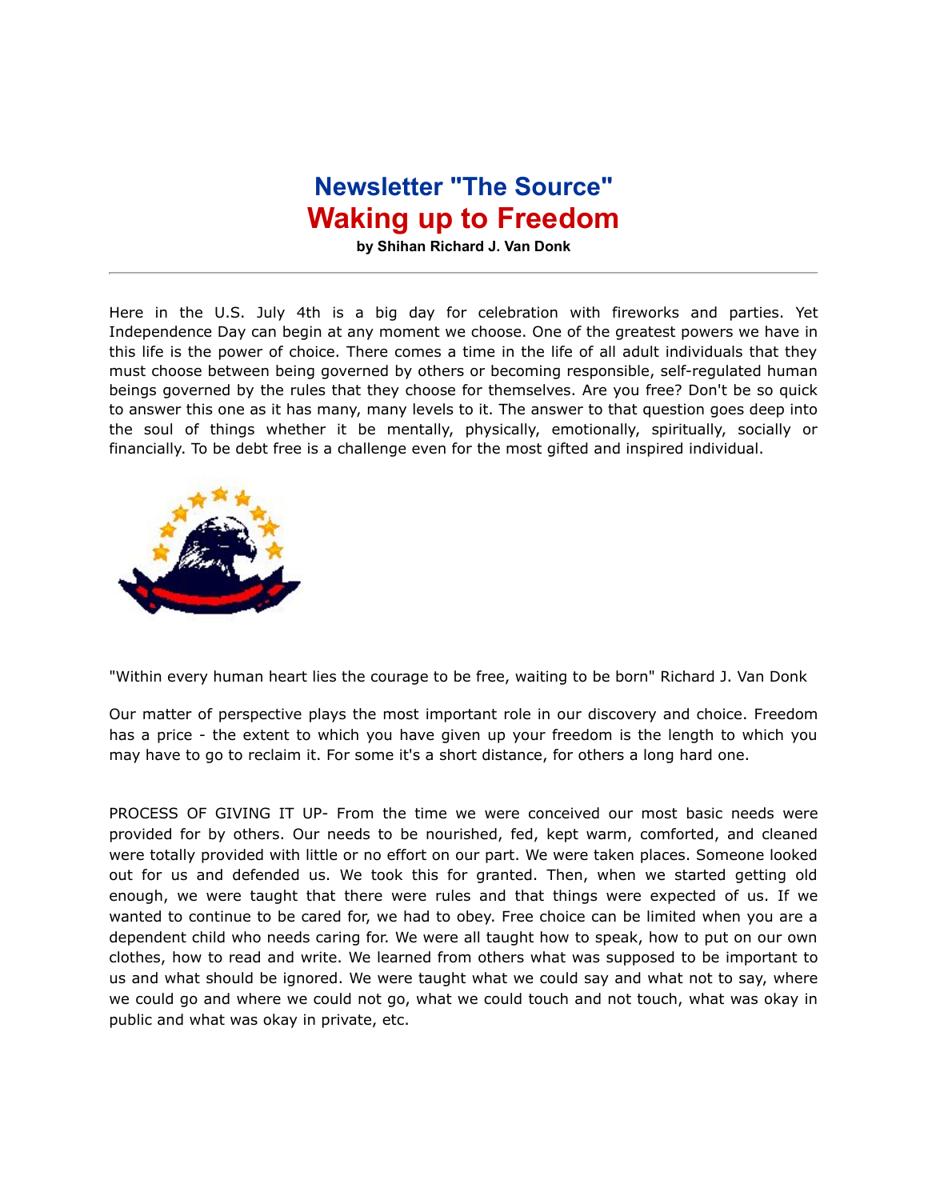# Newsletter "The Source"

# Waking up to Freedom

**by Shihan Richard J. Van Donk**

---

Here in the U.S. July 4th is a big day for celebration with fireworks and parties. Yet Independence Day can begin at any moment we choose. One of the greatest powers we have in this life is the power of choice. There comes a time in the life of all adult individuals that they must choose between being governed by others or becoming responsible, self-regulated human beings governed by the rules that they choose for themselves. Are you free? Don't be so quick to answer this one as it has many, many levels to it. The answer to that question goes deep into the soul of things whether it be mentally, physically, emotionally, spiritually, socially or financially. To be debt free is a challenge even for the most gifted and inspired individual.

"Within every human heart lies the courage to be free, waiting to be born" Richard J. Van Donk

Our matter of perspective plays the most important role in our discovery and choice. Freedom has a price - the extent to which you have given up your freedom is the length to which you may have to go to reclaim it. For some it's a short distance, for others a long hard one.

PROCESS OF GIVING IT UP- From the time we were conceived our most basic needs were provided for by others. Our needs to be nourished, fed, kept warm, comforted, and cleaned were totally provided with little or no effort on our part. We were taken places. Someone looked out for us and defended us. We took this for granted. Then, when we started getting old enough, we were taught that there were rules and that things were expected of us. If we wanted to continue to be cared for, we had to obey. Free choice can be limited when you are a dependent child who needs caring for. We were all taught how to speak, how to put on our own clothes, how to read and write. We learned from others what was supposed to be important to us and what should be ignored. We were taught what we could say and what not to say, where we could go and where we could not go, what we could touch and not touch, what was okay in public and what was okay in private, etc.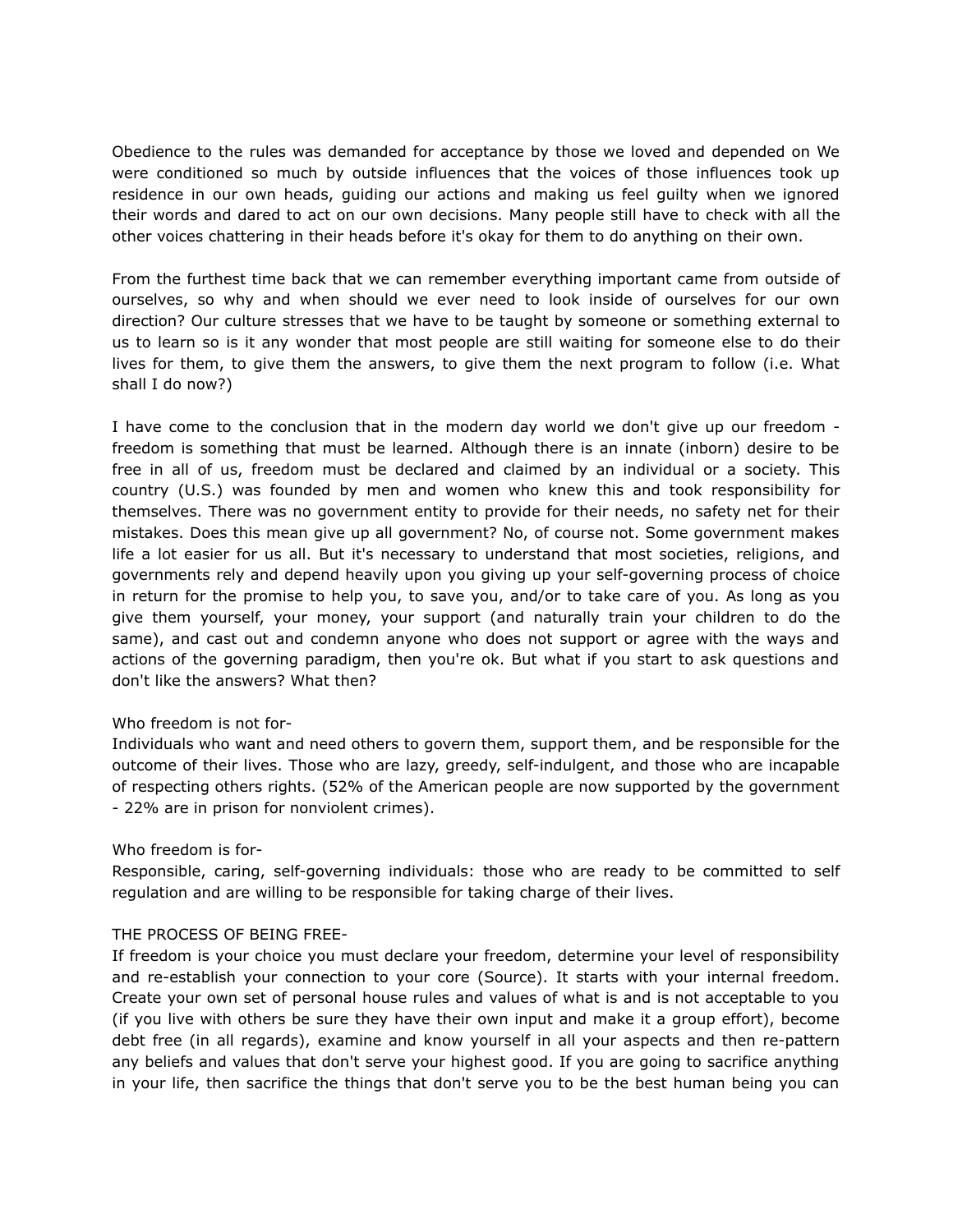Obedience to the rules was demanded for acceptance by those we loved and depended on We were conditioned so much by outside influences that the voices of those influences took up residence in our own heads, guiding our actions and making us feel guilty when we ignored their words and dared to act on our own decisions. Many people still have to check with all the other voices chattering in their heads before it's okay for them to do anything on their own.

From the furthest time back that we can remember everything important came from outside of ourselves, so why and when should we ever need to look inside of ourselves for our own direction? Our culture stresses that we have to be taught by someone or something external to us to learn so is it any wonder that most people are still waiting for someone else to do their lives for them, to give them the answers, to give them the next program to follow (i.e. What shall I do now?)

I have come to the conclusion that in the modern day world we don't give up our freedom - freedom is something that must be learned. Although there is an innate (inborn) desire to be free in all of us, freedom must be declared and claimed by an individual or a society. This country (U.S.) was founded by men and women who knew this and took responsibility for themselves. There was no government entity to provide for their needs, no safety net for their mistakes. Does this mean give up all government? No, of course not. Some government makes life a lot easier for us all. But it's necessary to understand that most societies, religions, and governments rely and depend heavily upon you giving up your self-governing process of choice in return for the promise to help you, to save you, and/or to take care of you. As long as you give them yourself, your money, your support (and naturally train your children to do the same), and cast out and condemn anyone who does not support or agree with the ways and actions of the governing paradigm, then you're ok. But what if you start to ask questions and don't like the answers? What then?

Who freedom is not for-
Individuals who want and need others to govern them, support them, and be responsible for the outcome of their lives. Those who are lazy, greedy, self-indulgent, and those who are incapable of respecting others rights. (52% of the American people are now supported by the government - 22% are in prison for nonviolent crimes).

Who freedom is for-
Responsible, caring, self-governing individuals: those who are ready to be committed to self regulation and are willing to be responsible for taking charge of their lives.

THE PROCESS OF BEING FREE-
If freedom is your choice you must declare your freedom, determine your level of responsibility and re-establish your connection to your core (Source). It starts with your internal freedom. Create your own set of personal house rules and values of what is and is not acceptable to you (if you live with others be sure they have their own input and make it a group effort), become debt free (in all regards), examine and know yourself in all your aspects and then re-pattern any beliefs and values that don't serve your highest good. If you are going to sacrifice anything in your life, then sacrifice the things that don't serve you to be the best human being you can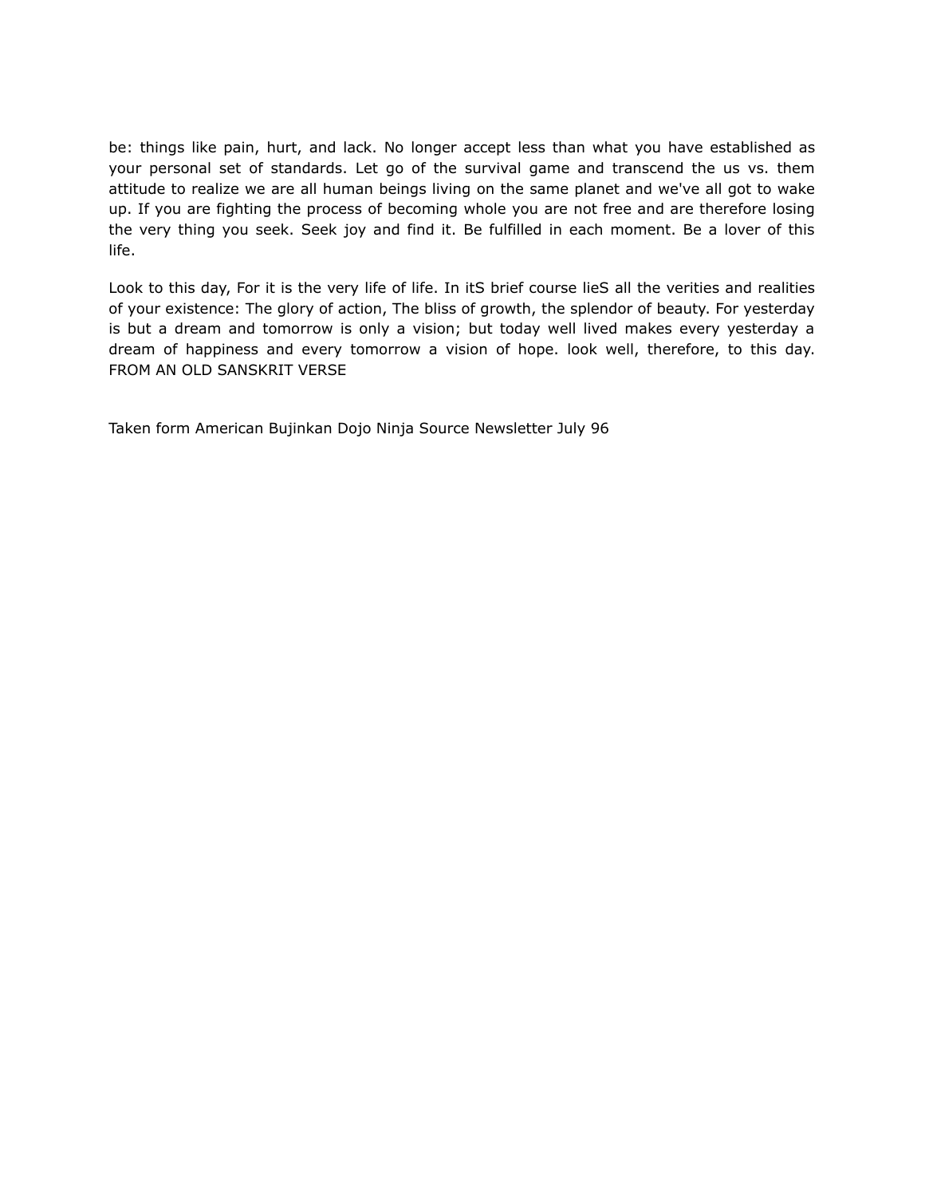be: things like pain, hurt, and lack. No longer accept less than what you have established as your personal set of standards. Let go of the survival game and transcend the us vs. them attitude to realize we are all human beings living on the same planet and we've all got to wake up. If you are fighting the process of becoming whole you are not free and are therefore losing the very thing you seek. Seek joy and find it. Be fulfilled in each moment. Be a lover of this life.

Look to this day, For it is the very life of life. In itS brief course lieS all the verities and realities of your existence: The glory of action, The bliss of growth, the splendor of beauty. For yesterday is but a dream and tomorrow is only a vision; but today well lived makes every yesterday a dream of happiness and every tomorrow a vision of hope. look well, therefore, to this day. FROM AN OLD SANSKRIT VERSE

Taken form American Bujinkan Dojo Ninja Source Newsletter July 96